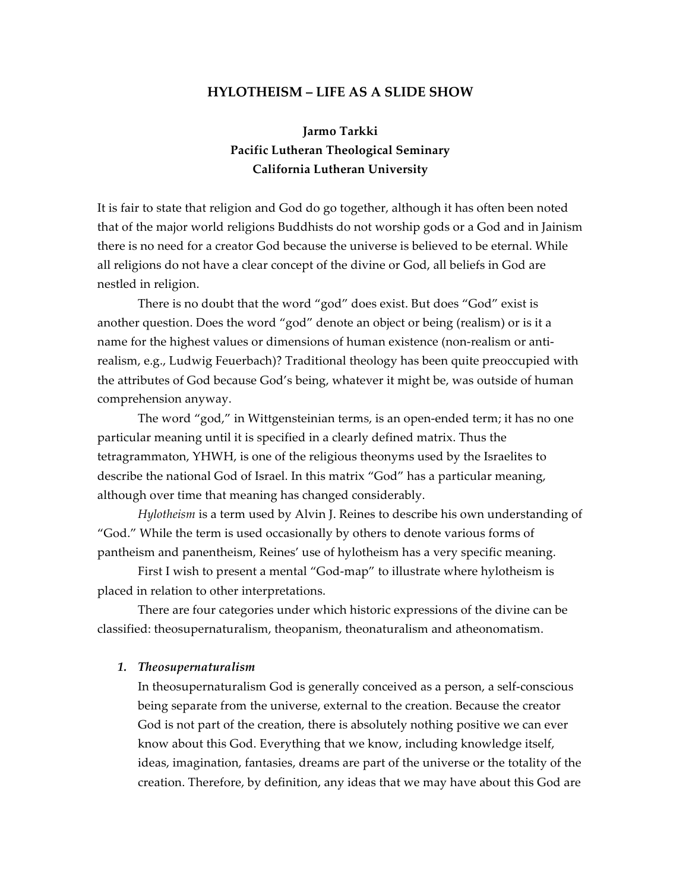# HYLOTHEISM – LIFE AS A SLIDE SHOW

**Jarmo Tarkki**
**Pacific Lutheran Theological Seminary**
**California Lutheran University**

It is fair to state that religion and God do go together, although it has often been noted that of the major world religions Buddhists do not worship gods or a God and in Jainism there is no need for a creator God because the universe is believed to be eternal. While all religions do not have a clear concept of the divine or God, all beliefs in God are nestled in religion.

There is no doubt that the word "god" does exist. But does "God" exist is another question. Does the word "god" denote an object or being (realism) or is it a name for the highest values or dimensions of human existence (non-realism or anti-realism, e.g., Ludwig Feuerbach)? Traditional theology has been quite preoccupied with the attributes of God because God's being, whatever it might be, was outside of human comprehension anyway.

The word "god," in Wittgensteinian terms, is an open-ended term; it has no one particular meaning until it is specified in a clearly defined matrix. Thus the tetragrammaton, YHWH, is one of the religious theonyms used by the Israelites to describe the national God of Israel. In this matrix "God" has a particular meaning, although over time that meaning has changed considerably.

*Hylotheism* is a term used by Alvin J. Reines to describe his own understanding of "God." While the term is used occasionally by others to denote various forms of pantheism and panentheism, Reines' use of hylotheism has a very specific meaning.

First I wish to present a mental "God-map" to illustrate where hylotheism is placed in relation to other interpretations.

There are four categories under which historic expressions of the divine can be classified: theosupernaturalism, theopanism, theonaturalism and atheonomatism.

1. ***Theosupernaturalism***

   In theosupernaturalism God is generally conceived as a person, a self-conscious being separate from the universe, external to the creation. Because the creator God is not part of the creation, there is absolutely nothing positive we can ever know about this God. Everything that we know, including knowledge itself, ideas, imagination, fantasies, dreams are part of the universe or the totality of the creation. Therefore, by definition, any ideas that we may have about this God are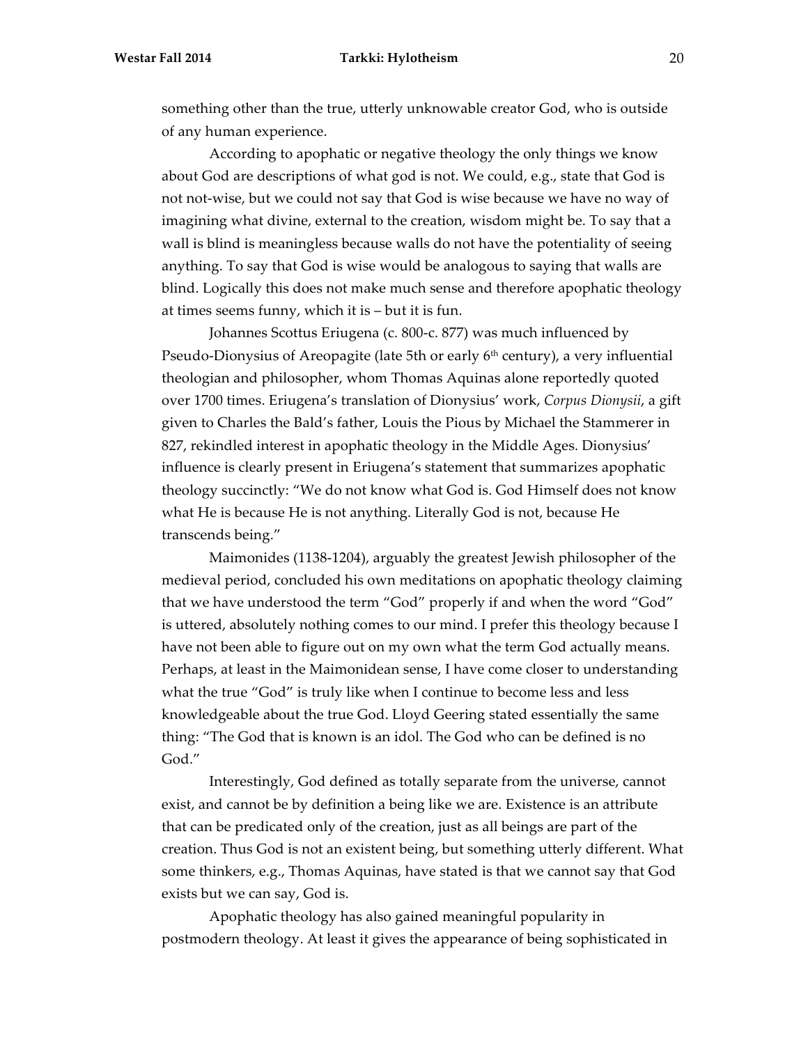something other than the true, utterly unknowable creator God, who is outside of any human experience.

According to apophatic or negative theology the only things we know about God are descriptions of what god is not. We could, e.g., state that God is not not-wise, but we could not say that God is wise because we have no way of imagining what divine, external to the creation, wisdom might be. To say that a wall is blind is meaningless because walls do not have the potentiality of seeing anything. To say that God is wise would be analogous to saying that walls are blind. Logically this does not make much sense and therefore apophatic theology at times seems funny, which it is – but it is fun.

Johannes Scottus Eriugena (c. 800-c. 877) was much influenced by Pseudo-Dionysius of Areopagite (late 5th or early 6th century), a very influential theologian and philosopher, whom Thomas Aquinas alone reportedly quoted over 1700 times. Eriugena's translation of Dionysius' work, *Corpus Dionysii*, a gift given to Charles the Bald's father, Louis the Pious by Michael the Stammerer in 827, rekindled interest in apophatic theology in the Middle Ages. Dionysius' influence is clearly present in Eriugena's statement that summarizes apophatic theology succinctly: "We do not know what God is. God Himself does not know what He is because He is not anything. Literally God is not, because He transcends being."

Maimonides (1138-1204), arguably the greatest Jewish philosopher of the medieval period, concluded his own meditations on apophatic theology claiming that we have understood the term "God" properly if and when the word "God" is uttered, absolutely nothing comes to our mind. I prefer this theology because I have not been able to figure out on my own what the term God actually means. Perhaps, at least in the Maimonidean sense, I have come closer to understanding what the true "God" is truly like when I continue to become less and less knowledgeable about the true God. Lloyd Geering stated essentially the same thing: "The God that is known is an idol. The God who can be defined is no God."

Interestingly, God defined as totally separate from the universe, cannot exist, and cannot be by definition a being like we are. Existence is an attribute that can be predicated only of the creation, just as all beings are part of the creation. Thus God is not an existent being, but something utterly different. What some thinkers, e.g., Thomas Aquinas, have stated is that we cannot say that God exists but we can say, God is.

Apophatic theology has also gained meaningful popularity in postmodern theology. At least it gives the appearance of being sophisticated in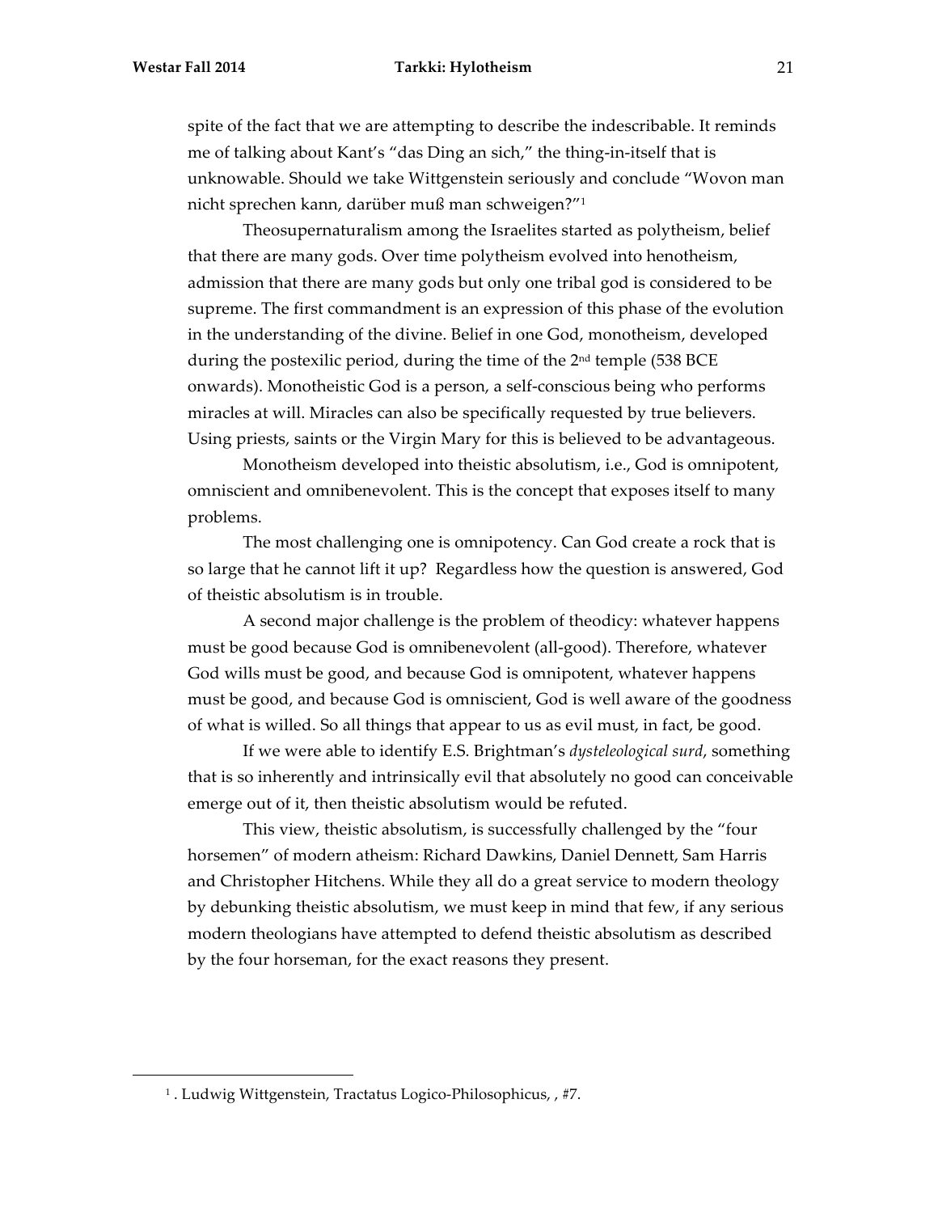spite of the fact that we are attempting to describe the indescribable. It reminds me of talking about Kant's "das Ding an sich," the thing-in-itself that is unknowable. Should we take Wittgenstein seriously and conclude "Wovon man nicht sprechen kann, darüber muß man schweigen?"[1]

Theosupernaturalism among the Israelites started as polytheism, belief that there are many gods. Over time polytheism evolved into henotheism, admission that there are many gods but only one tribal god is considered to be supreme. The first commandment is an expression of this phase of the evolution in the understanding of the divine. Belief in one God, monotheism, developed during the postexilic period, during the time of the 2nd temple (538 BCE onwards). Monotheistic God is a person, a self-conscious being who performs miracles at will. Miracles can also be specifically requested by true believers. Using priests, saints or the Virgin Mary for this is believed to be advantageous.

Monotheism developed into theistic absolutism, i.e., God is omnipotent, omniscient and omnibenevolent. This is the concept that exposes itself to many problems.

The most challenging one is omnipotency. Can God create a rock that is so large that he cannot lift it up? Regardless how the question is answered, God of theistic absolutism is in trouble.

A second major challenge is the problem of theodicy: whatever happens must be good because God is omnibenevolent (all-good). Therefore, whatever God wills must be good, and because God is omnipotent, whatever happens must be good, and because God is omniscient, God is well aware of the goodness of what is willed. So all things that appear to us as evil must, in fact, be good.

If we were able to identify E.S. Brightman's *dysteleological surd*, something that is so inherently and intrinsically evil that absolutely no good can conceivable emerge out of it, then theistic absolutism would be refuted.

This view, theistic absolutism, is successfully challenged by the "four horsemen" of modern atheism: Richard Dawkins, Daniel Dennett, Sam Harris and Christopher Hitchens. While they all do a great service to modern theology by debunking theistic absolutism, we must keep in mind that few, if any serious modern theologians have attempted to defend theistic absolutism as described by the four horseman, for the exact reasons they present.

---

[1] . Ludwig Wittgenstein, Tractatus Logico-Philosophicus, , #7.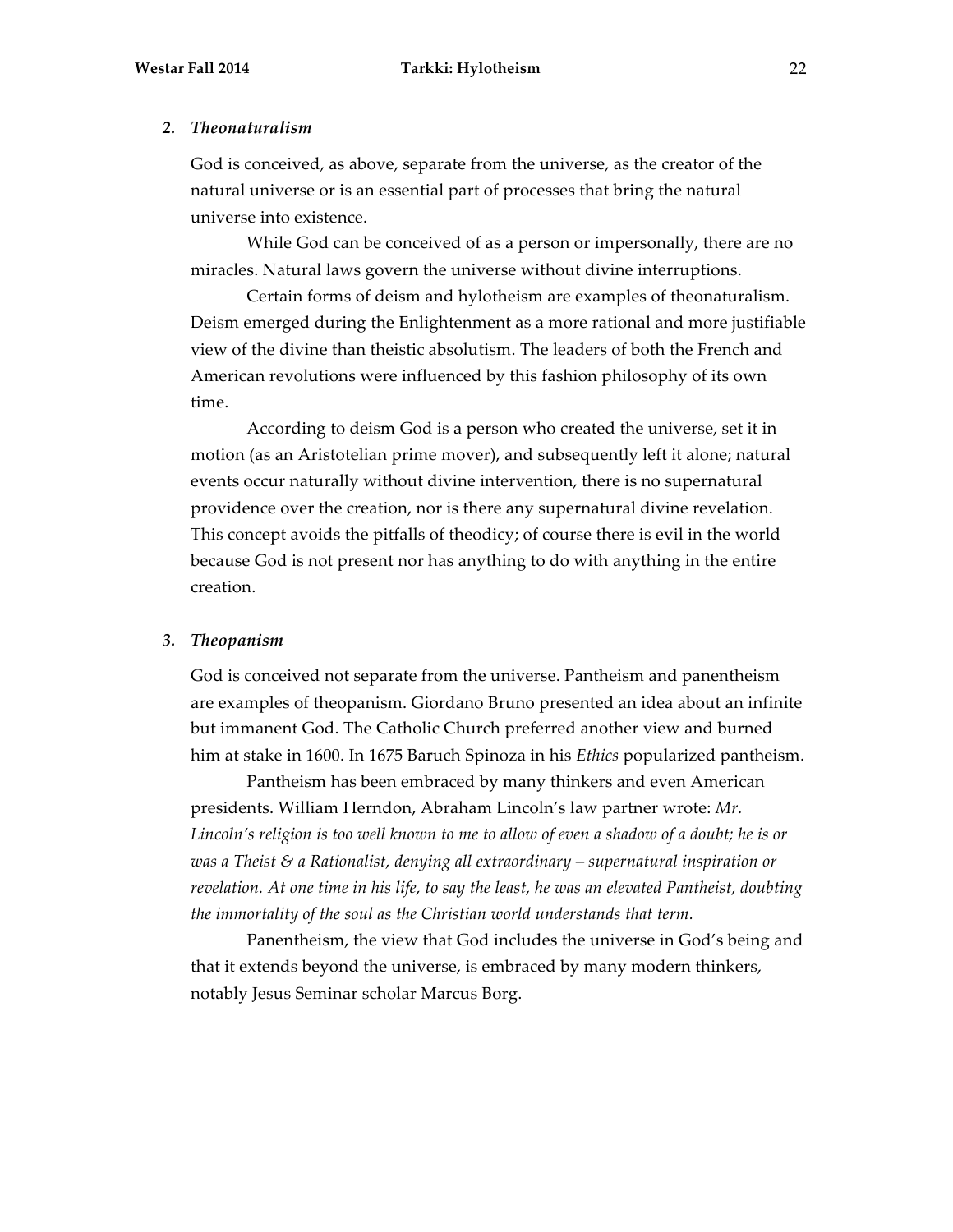### 2. *Theonaturalism*

God is conceived, as above, separate from the universe, as the creator of the natural universe or is an essential part of processes that bring the natural universe into existence.

While God can be conceived of as a person or impersonally, there are no miracles. Natural laws govern the universe without divine interruptions.

Certain forms of deism and hylotheism are examples of theonaturalism. Deism emerged during the Enlightenment as a more rational and more justifiable view of the divine than theistic absolutism. The leaders of both the French and American revolutions were influenced by this fashion philosophy of its own time.

According to deism God is a person who created the universe, set it in motion (as an Aristotelian prime mover), and subsequently left it alone; natural events occur naturally without divine intervention, there is no supernatural providence over the creation, nor is there any supernatural divine revelation. This concept avoids the pitfalls of theodicy; of course there is evil in the world because God is not present nor has anything to do with anything in the entire creation.

### 3. *Theopanism*

God is conceived not separate from the universe. Pantheism and panentheism are examples of theopanism. Giordano Bruno presented an idea about an infinite but immanent God. The Catholic Church preferred another view and burned him at stake in 1600. In 1675 Baruch Spinoza in his *Ethics* popularized pantheism.

Pantheism has been embraced by many thinkers and even American presidents. William Herndon, Abraham Lincoln's law partner wrote: *Mr. Lincoln's religion is too well known to me to allow of even a shadow of a doubt; he is or was a Theist & a Rationalist, denying all extraordinary – supernatural inspiration or revelation. At one time in his life, to say the least, he was an elevated Pantheist, doubting the immortality of the soul as the Christian world understands that term.*

Panentheism, the view that God includes the universe in God's being and that it extends beyond the universe, is embraced by many modern thinkers, notably Jesus Seminar scholar Marcus Borg.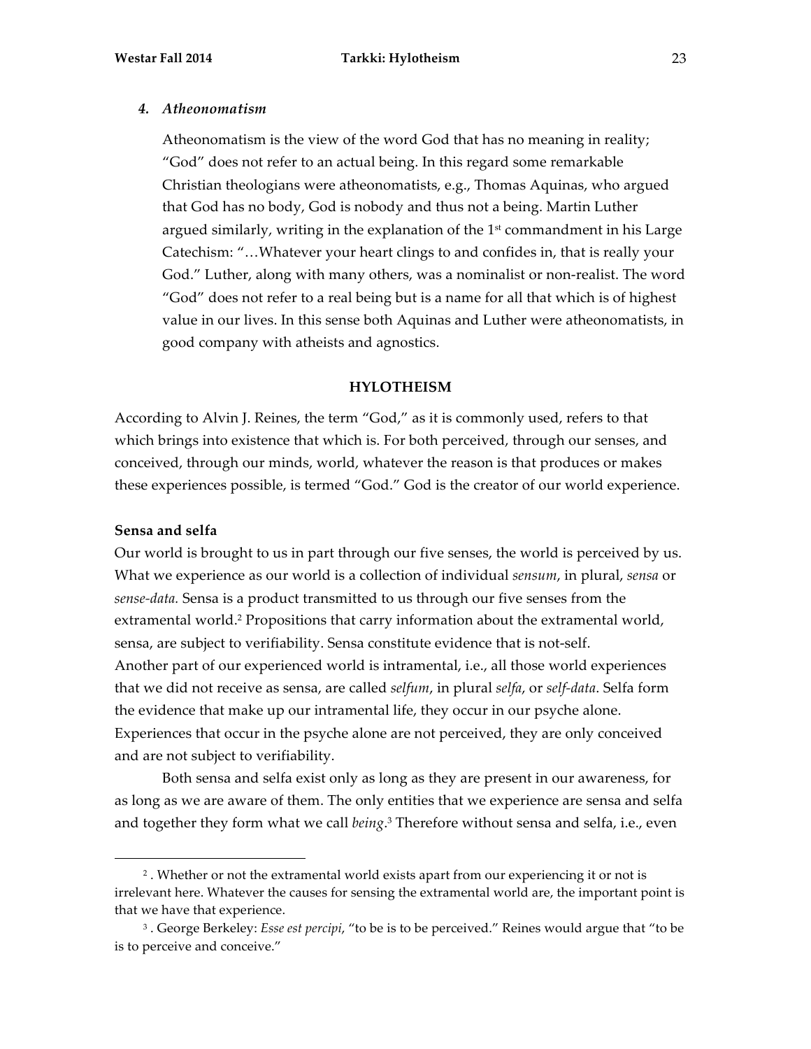### *4. Atheonomatism*

Atheonomatism is the view of the word God that has no meaning in reality; "God" does not refer to an actual being. In this regard some remarkable Christian theologians were atheonomatists, e.g., Thomas Aquinas, who argued that God has no body, God is nobody and thus not a being. Martin Luther argued similarly, writing in the explanation of the 1st commandment in his Large Catechism: "…Whatever your heart clings to and confides in, that is really your God." Luther, along with many others, was a nominalist or non-realist. The word "God" does not refer to a real being but is a name for all that which is of highest value in our lives. In this sense both Aquinas and Luther were atheonomatists, in good company with atheists and agnostics.

## HYLOTHEISM

According to Alvin J. Reines, the term "God," as it is commonly used, refers to that which brings into existence that which is. For both perceived, through our senses, and conceived, through our minds, world, whatever the reason is that produces or makes these experiences possible, is termed "God." God is the creator of our world experience.

### Sensa and selfa

Our world is brought to us in part through our five senses, the world is perceived by us. What we experience as our world is a collection of individual *sensum*, in plural, *sensa* or *sense-data.* Sensa is a product transmitted to us through our five senses from the extramental world.[2] Propositions that carry information about the extramental world, sensa, are subject to verifiability. Sensa constitute evidence that is not-self.
Another part of our experienced world is intramental, i.e., all those world experiences that we did not receive as sensa, are called *selfum*, in plural *selfa*, or *self-data*. Selfa form the evidence that make up our intramental life, they occur in our psyche alone. Experiences that occur in the psyche alone are not perceived, they are only conceived and are not subject to verifiability.

Both sensa and selfa exist only as long as they are present in our awareness, for as long as we are aware of them. The only entities that we experience are sensa and selfa and together they form what we call *being*.[3] Therefore without sensa and selfa, i.e., even

---

[2] . Whether or not the extramental world exists apart from our experiencing it or not is irrelevant here. Whatever the causes for sensing the extramental world are, the important point is that we have that experience.

[3] . George Berkeley: *Esse est percipi*, "to be is to be perceived." Reines would argue that "to be is to perceive and conceive."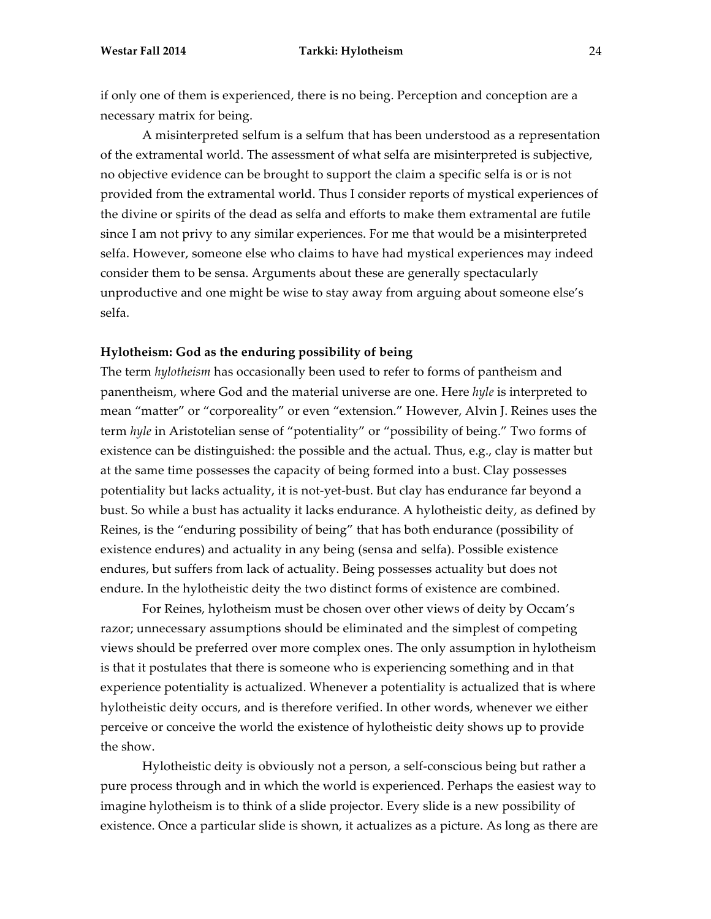if only one of them is experienced, there is no being. Perception and conception are a necessary matrix for being.

A misinterpreted selfum is a selfum that has been understood as a representation of the extramental world. The assessment of what selfa are misinterpreted is subjective, no objective evidence can be brought to support the claim a specific selfa is or is not provided from the extramental world. Thus I consider reports of mystical experiences of the divine or spirits of the dead as selfa and efforts to make them extramental are futile since I am not privy to any similar experiences. For me that would be a misinterpreted selfa. However, someone else who claims to have had mystical experiences may indeed consider them to be sensa. Arguments about these are generally spectacularly unproductive and one might be wise to stay away from arguing about someone else's selfa.

### Hylotheism: God as the enduring possibility of being

The term *hylotheism* has occasionally been used to refer to forms of pantheism and panentheism, where God and the material universe are one. Here *hyle* is interpreted to mean "matter" or "corporeality" or even "extension." However, Alvin J. Reines uses the term *hyle* in Aristotelian sense of "potentiality" or "possibility of being." Two forms of existence can be distinguished: the possible and the actual. Thus, e.g., clay is matter but at the same time possesses the capacity of being formed into a bust. Clay possesses potentiality but lacks actuality, it is not-yet-bust. But clay has endurance far beyond a bust. So while a bust has actuality it lacks endurance. A hylotheistic deity, as defined by Reines, is the "enduring possibility of being" that has both endurance (possibility of existence endures) and actuality in any being (sensa and selfa). Possible existence endures, but suffers from lack of actuality. Being possesses actuality but does not endure. In the hylotheistic deity the two distinct forms of existence are combined.

For Reines, hylotheism must be chosen over other views of deity by Occam's razor; unnecessary assumptions should be eliminated and the simplest of competing views should be preferred over more complex ones. The only assumption in hylotheism is that it postulates that there is someone who is experiencing something and in that experience potentiality is actualized. Whenever a potentiality is actualized that is where hylotheistic deity occurs, and is therefore verified. In other words, whenever we either perceive or conceive the world the existence of hylotheistic deity shows up to provide the show.

Hylotheistic deity is obviously not a person, a self-conscious being but rather a pure process through and in which the world is experienced. Perhaps the easiest way to imagine hylotheism is to think of a slide projector. Every slide is a new possibility of existence. Once a particular slide is shown, it actualizes as a picture. As long as there are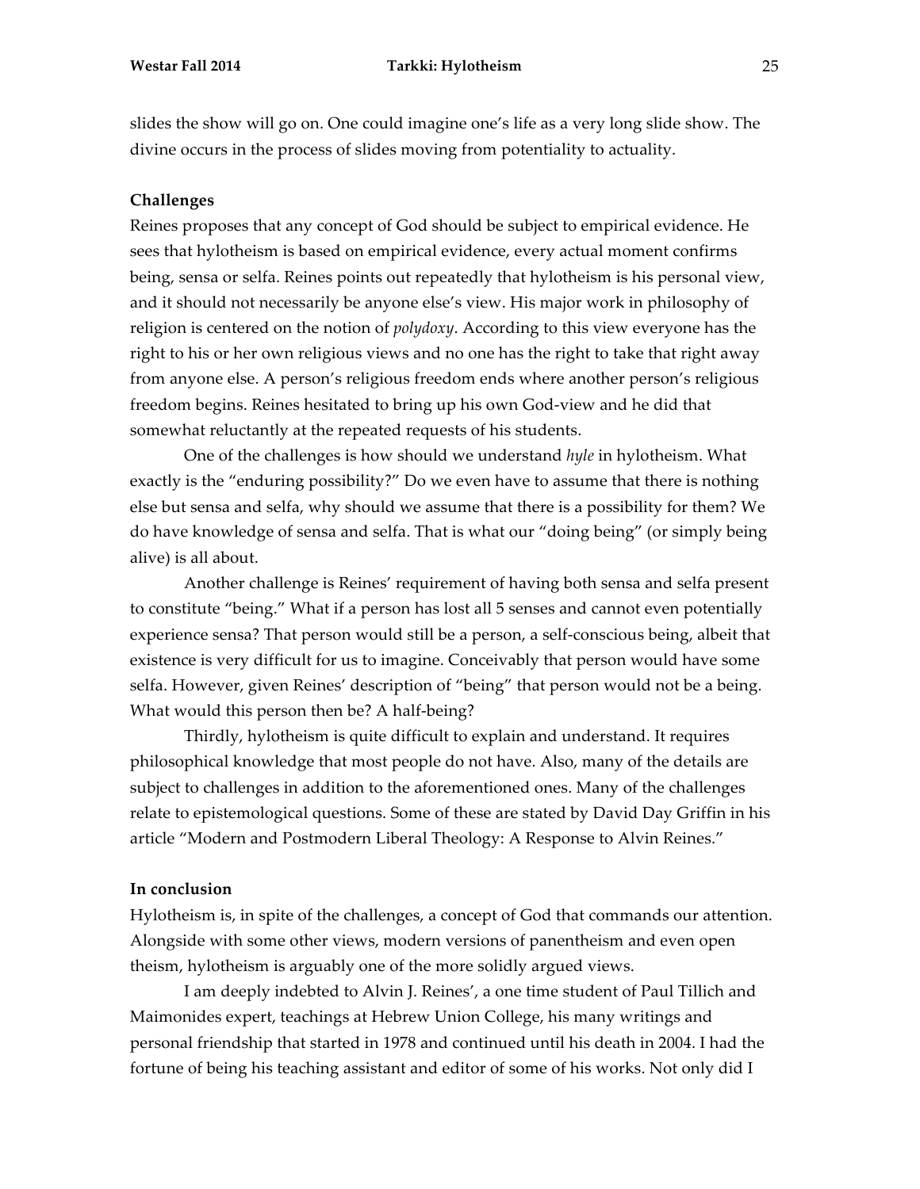slides the show will go on. One could imagine one's life as a very long slide show. The divine occurs in the process of slides moving from potentiality to actuality.

### Challenges

Reines proposes that any concept of God should be subject to empirical evidence. He sees that hylotheism is based on empirical evidence, every actual moment confirms being, sensa or selfa. Reines points out repeatedly that hylotheism is his personal view, and it should not necessarily be anyone else's view. His major work in philosophy of religion is centered on the notion of *polydoxy*. According to this view everyone has the right to his or her own religious views and no one has the right to take that right away from anyone else. A person's religious freedom ends where another person's religious freedom begins. Reines hesitated to bring up his own God-view and he did that somewhat reluctantly at the repeated requests of his students.

One of the challenges is how should we understand *hyle* in hylotheism. What exactly is the "enduring possibility?" Do we even have to assume that there is nothing else but sensa and selfa, why should we assume that there is a possibility for them? We do have knowledge of sensa and selfa. That is what our "doing being" (or simply being alive) is all about.

Another challenge is Reines' requirement of having both sensa and selfa present to constitute "being." What if a person has lost all 5 senses and cannot even potentially experience sensa? That person would still be a person, a self-conscious being, albeit that existence is very difficult for us to imagine. Conceivably that person would have some selfa. However, given Reines' description of "being" that person would not be a being. What would this person then be? A half-being?

Thirdly, hylotheism is quite difficult to explain and understand. It requires philosophical knowledge that most people do not have. Also, many of the details are subject to challenges in addition to the aforementioned ones. Many of the challenges relate to epistemological questions. Some of these are stated by David Day Griffin in his article "Modern and Postmodern Liberal Theology: A Response to Alvin Reines."

### In conclusion

Hylotheism is, in spite of the challenges, a concept of God that commands our attention. Alongside with some other views, modern versions of panentheism and even open theism, hylotheism is arguably one of the more solidly argued views.

I am deeply indebted to Alvin J. Reines', a one time student of Paul Tillich and Maimonides expert, teachings at Hebrew Union College, his many writings and personal friendship that started in 1978 and continued until his death in 2004. I had the fortune of being his teaching assistant and editor of some of his works. Not only did I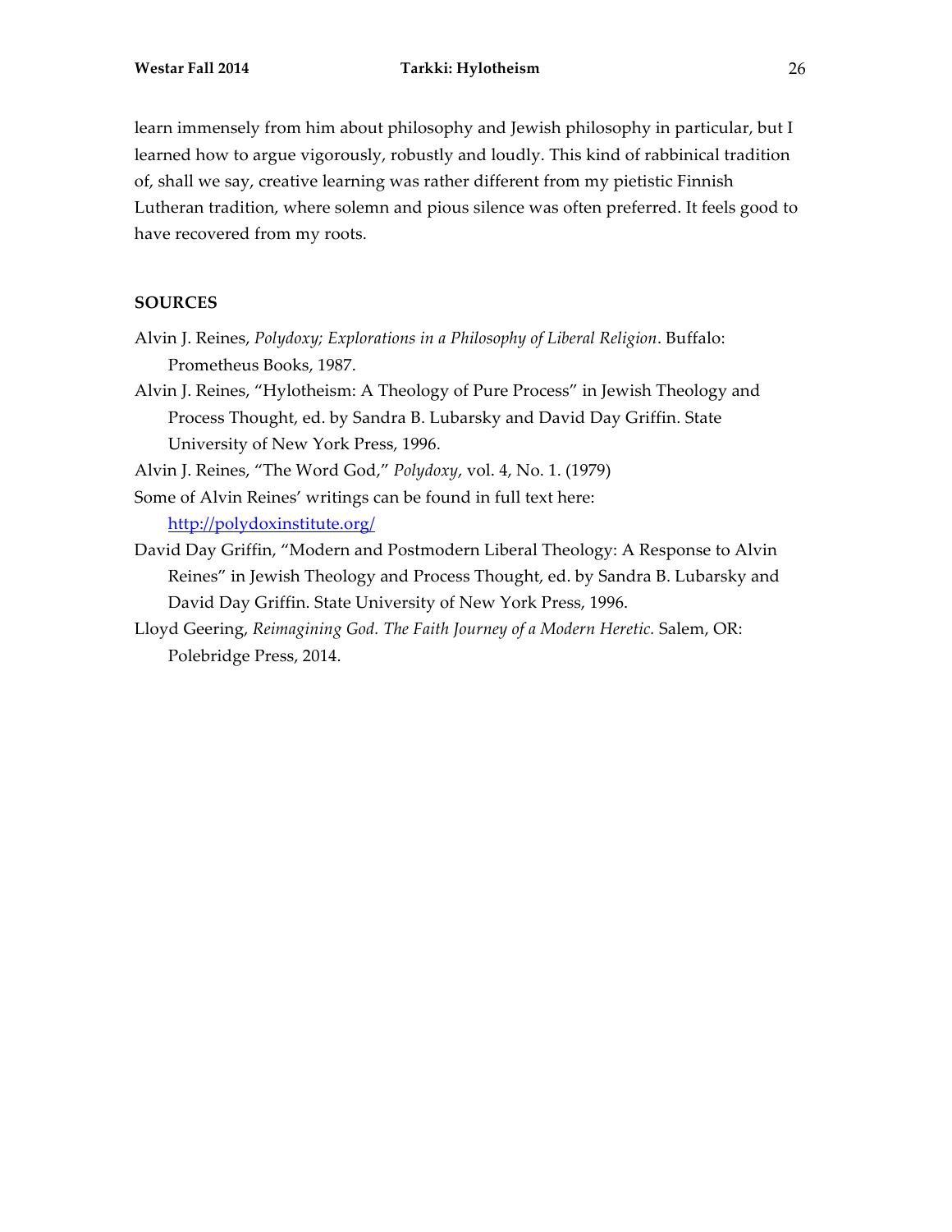learn immensely from him about philosophy and Jewish philosophy in particular, but I learned how to argue vigorously, robustly and loudly. This kind of rabbinical tradition of, shall we say, creative learning was rather different from my pietistic Finnish Lutheran tradition, where solemn and pious silence was often preferred. It feels good to have recovered from my roots.

**SOURCES**

Alvin J. Reines, *Polydoxy; Explorations in a Philosophy of Liberal Religion*. Buffalo: Prometheus Books, 1987.

Alvin J. Reines, "Hylotheism: A Theology of Pure Process" in Jewish Theology and Process Thought, ed. by Sandra B. Lubarsky and David Day Griffin. State University of New York Press, 1996.

Alvin J. Reines, "The Word God," *Polydoxy*, vol. 4, No. 1. (1979)

Some of Alvin Reines' writings can be found in full text here: [http://polydoxinstitute.org/](http://polydoxinstitute.org/)

David Day Griffin, "Modern and Postmodern Liberal Theology: A Response to Alvin Reines" in Jewish Theology and Process Thought, ed. by Sandra B. Lubarsky and David Day Griffin. State University of New York Press, 1996.

Lloyd Geering, *Reimagining God. The Faith Journey of a Modern Heretic.* Salem, OR: Polebridge Press, 2014.